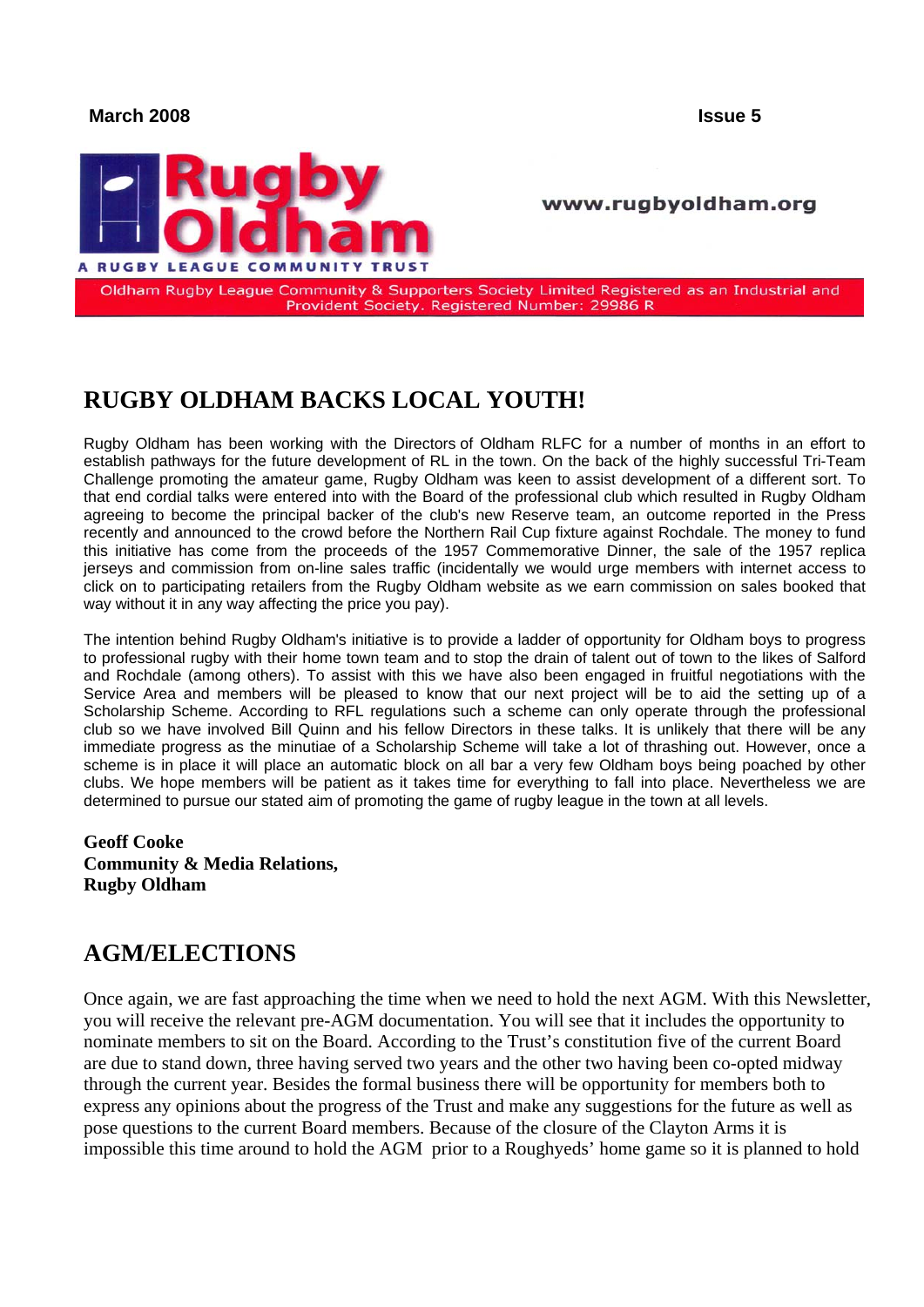March 2008 Issue 5

# Rugby Oldham

A RUGBY LEAGUE COMMUNITY TRUST

www.rugbyoldham.org

Oldham Rugby League Community & Supporters Society Limited Registered as an Industrial and Provident Society. Registered Number: 29986 R

## RUGBY OLDHAM BACKS LOCAL YOUTH!

Rugby Oldham has been working with the Directors of Oldham RLFC for a number of months in an effort to establish pathways for the future development of RL in the town. On the back of the highly successful Tri-Team Challenge promoting the amateur game, Rugby Oldham was keen to assist development of a different sort. To that end cordial talks were entered into with the Board of the professional club which resulted in Rugby Oldham agreeing to become the principal backer of the club's new Reserve team, an outcome reported in the Press recently and announced to the crowd before the Northern Rail Cup fixture against Rochdale. The money to fund this initiative has come from the proceeds of the 1957 Commemorative Dinner, the sale of the 1957 replica jerseys and commission from on-line sales traffic (incidentally we would urge members with internet access to click on to participating retailers from the Rugby Oldham website as we earn commission on sales booked that way without it in any way affecting the price you pay).

The intention behind Rugby Oldham's initiative is to provide a ladder of opportunity for Oldham boys to progress to professional rugby with their home town team and to stop the drain of talent out of town to the likes of Salford and Rochdale (among others). To assist with this we have also been engaged in fruitful negotiations with the Service Area and members will be pleased to know that our next project will be to aid the setting up of a Scholarship Scheme. According to RFL regulations such a scheme can only operate through the professional club so we have involved Bill Quinn and his fellow Directors in these talks. It is unlikely that there will be any immediate progress as the minutiae of a Scholarship Scheme will take a lot of thrashing out. However, once a scheme is in place it will place an automatic block on all bar a very few Oldham boys being poached by other clubs. We hope members will be patient as it takes time for everything to fall into place. Nevertheless we are determined to pursue our stated aim of promoting the game of rugby league in the town at all levels.

**Geoff Cooke**
**Community & Media Relations,**
**Rugby Oldham**

## AGM/ELECTIONS

Once again, we are fast approaching the time when we need to hold the next AGM. With this Newsletter, you will receive the relevant pre-AGM documentation. You will see that it includes the opportunity to nominate members to sit on the Board. According to the Trust's constitution five of the current Board are due to stand down, three having served two years and the other two having been co-opted midway through the current year. Besides the formal business there will be opportunity for members both to express any opinions about the progress of the Trust and make any suggestions for the future as well as pose questions to the current Board members. Because of the closure of the Clayton Arms it is impossible this time around to hold the AGM prior to a Roughyeds' home game so it is planned to hold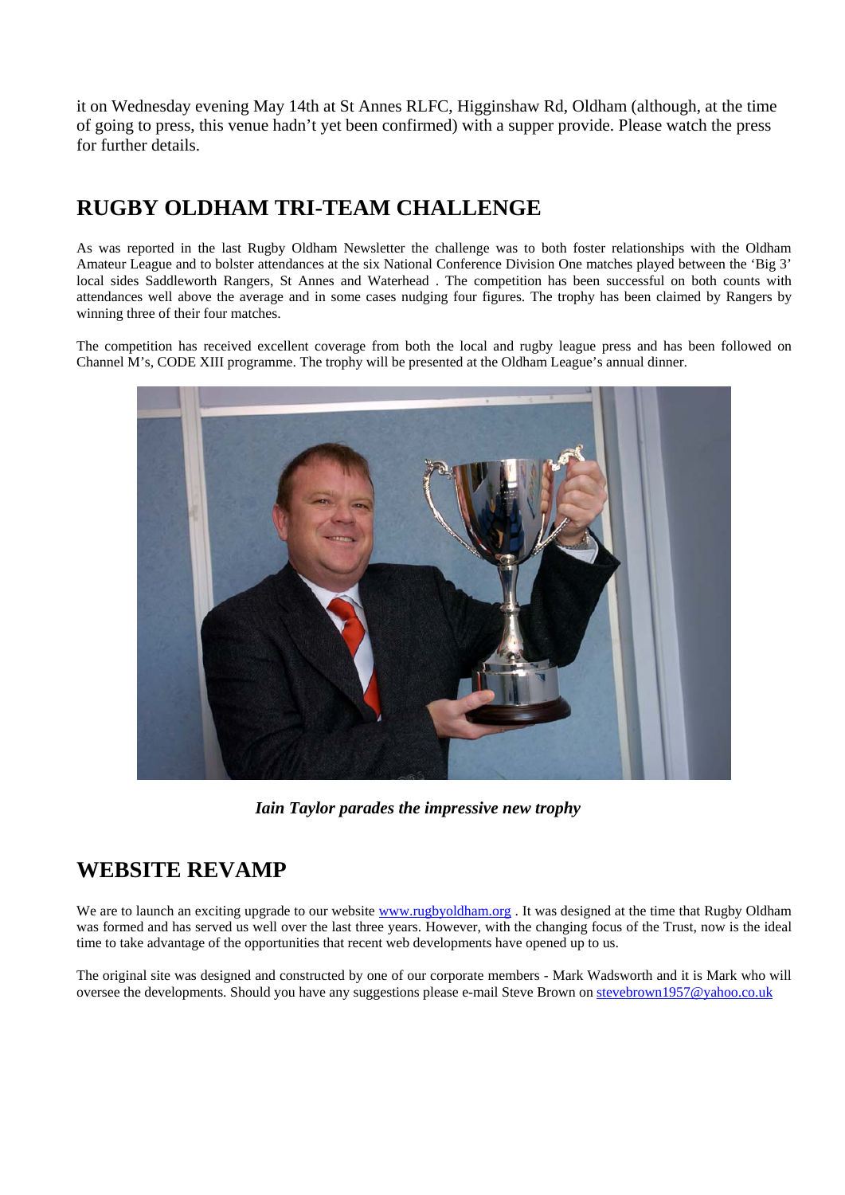it on Wednesday evening May 14th at St Annes RLFC, Higginshaw Rd, Oldham (although, at the time of going to press, this venue hadn't yet been confirmed) with a supper provide. Please watch the press for further details.

## RUGBY OLDHAM TRI-TEAM CHALLENGE

As was reported in the last Rugby Oldham Newsletter the challenge was to both foster relationships with the Oldham Amateur League and to bolster attendances at the six National Conference Division One matches played between the 'Big 3' local sides Saddleworth Rangers, St Annes and Waterhead . The competition has been successful on both counts with attendances well above the average and in some cases nudging four figures. The trophy has been claimed by Rangers by winning three of their four matches.

The competition has received excellent coverage from both the local and rugby league press and has been followed on Channel M's, CODE XIII programme. The trophy will be presented at the Oldham League's annual dinner.

***Iain Taylor parades the impressive new trophy***

## WEBSITE REVAMP

We are to launch an exciting upgrade to our website [www.rugbyoldham.org](www.rugbyoldham.org) . It was designed at the time that Rugby Oldham was formed and has served us well over the last three years. However, with the changing focus of the Trust, now is the ideal time to take advantage of the opportunities that recent web developments have opened up to us.

The original site was designed and constructed by one of our corporate members - Mark Wadsworth and it is Mark who will oversee the developments. Should you have any suggestions please e-mail Steve Brown on [stevebrown1957@yahoo.co.uk](mailto:stevebrown1957@yahoo.co.uk)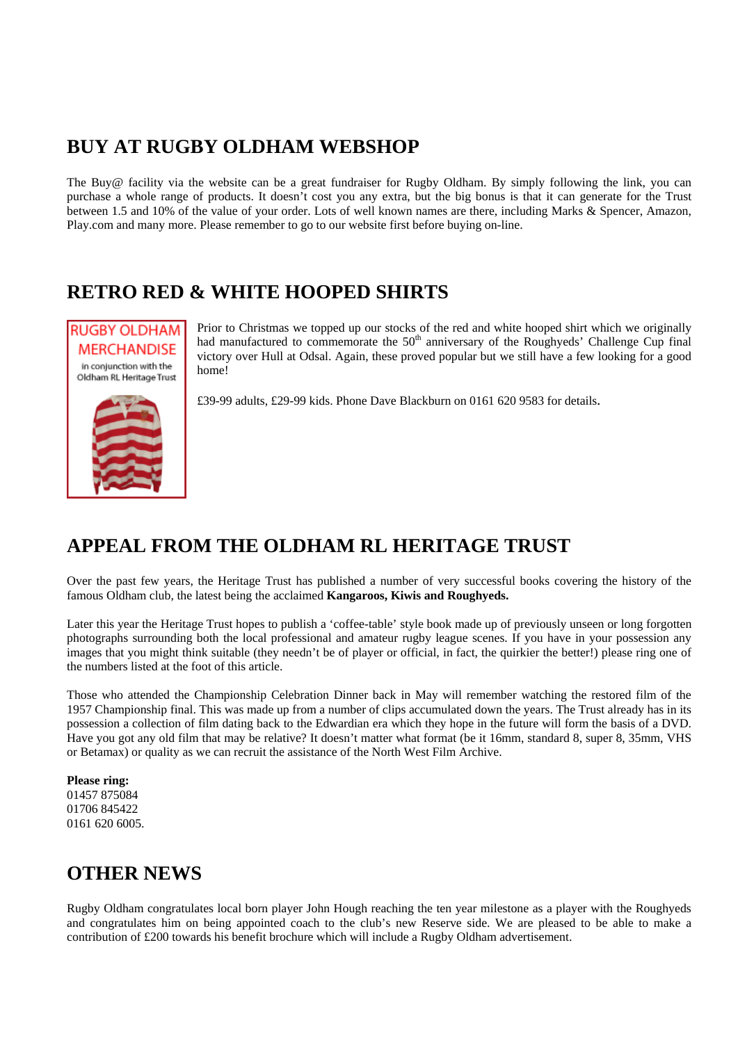## BUY AT RUGBY OLDHAM WEBSHOP

The Buy@ facility via the website can be a great fundraiser for Rugby Oldham. By simply following the link, you can purchase a whole range of products. It doesn't cost you any extra, but the big bonus is that it can generate for the Trust between 1.5 and 10% of the value of your order. Lots of well known names are there, including Marks & Spencer, Amazon, Play.com and many more. Please remember to go to our website first before buying on-line.

## RETRO RED & WHITE HOOPED SHIRTS

RUGBY OLDHAM MERCHANDISE

in conjunction with the Oldham RL Heritage Trust

Prior to Christmas we topped up our stocks of the red and white hooped shirt which we originally had manufactured to commemorate the 50th anniversary of the Roughyeds' Challenge Cup final victory over Hull at Odsal. Again, these proved popular but we still have a few looking for a good home!

£39-99 adults, £29-99 kids. Phone Dave Blackburn on 0161 620 9583 for details.

## APPEAL FROM THE OLDHAM RL HERITAGE TRUST

Over the past few years, the Heritage Trust has published a number of very successful books covering the history of the famous Oldham club, the latest being the acclaimed **Kangaroos, Kiwis and Roughyeds.**

Later this year the Heritage Trust hopes to publish a 'coffee-table' style book made up of previously unseen or long forgotten photographs surrounding both the local professional and amateur rugby league scenes. If you have in your possession any images that you might think suitable (they needn't be of player or official, in fact, the quirkier the better!) please ring one of the numbers listed at the foot of this article.

Those who attended the Championship Celebration Dinner back in May will remember watching the restored film of the 1957 Championship final. This was made up from a number of clips accumulated down the years. The Trust already has in its possession a collection of film dating back to the Edwardian era which they hope in the future will form the basis of a DVD. Have you got any old film that may be relative? It doesn't matter what format (be it 16mm, standard 8, super 8, 35mm, VHS or Betamax) or quality as we can recruit the assistance of the North West Film Archive.

**Please ring:**
01457 875084
01706 845422
0161 620 6005.

## OTHER NEWS

Rugby Oldham congratulates local born player John Hough reaching the ten year milestone as a player with the Roughyeds and congratulates him on being appointed coach to the club's new Reserve side. We are pleased to be able to make a contribution of £200 towards his benefit brochure which will include a Rugby Oldham advertisement.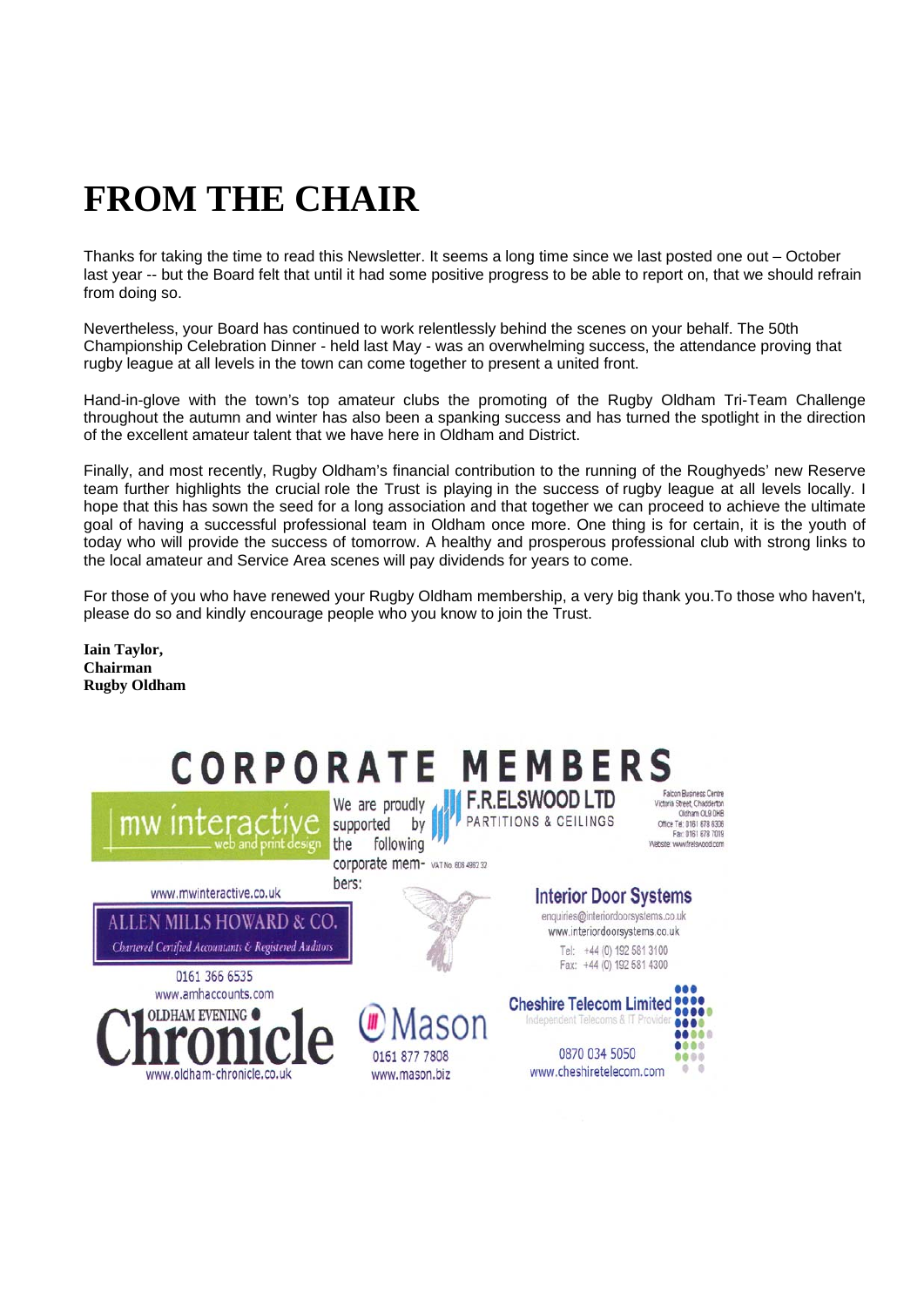# FROM THE CHAIR

Thanks for taking the time to read this Newsletter. It seems a long time since we last posted one out – October last year -- but the Board felt that until it had some positive progress to be able to report on, that we should refrain from doing so.

Nevertheless, your Board has continued to work relentlessly behind the scenes on your behalf. The 50th Championship Celebration Dinner - held last May - was an overwhelming success, the attendance proving that rugby league at all levels in the town can come together to present a united front.

Hand-in-glove with the town's top amateur clubs the promoting of the Rugby Oldham Tri-Team Challenge throughout the autumn and winter has also been a spanking success and has turned the spotlight in the direction of the excellent amateur talent that we have here in Oldham and District.

Finally, and most recently, Rugby Oldham's financial contribution to the running of the Roughyeds' new Reserve team further highlights the crucial role the Trust is playing in the success of rugby league at all levels locally. I hope that this has sown the seed for a long association and that together we can proceed to achieve the ultimate goal of having a successful professional team in Oldham once more. One thing is for certain, it is the youth of today who will provide the success of tomorrow. A healthy and prosperous professional club with strong links to the local amateur and Service Area scenes will pay dividends for years to come.

For those of you who have renewed your Rugby Oldham membership, a very big thank you.To those who haven't, please do so and kindly encourage people who you know to join the Trust.

**Iain Taylor,**
**Chairman**
**Rugby Oldham**

## CORPORATE MEMBERS

We are proudly supported by the following corporate members:

mw interactive web and print design
www.mwinteractive.co.uk

F.R.ELSWOOD LTD
PARTITIONS & CEILINGS
Falcon Business Centre
Victoria Street, Chadderton
Oldham OL9 0HB
Office Tel: 0161 678 8308
Fax: 0161 678 7019
Website: www.frelswood.com
VAT No. 608 4982 32

ALLEN MILLS HOWARD & CO.
Chartered Certified Accountants & Registered Auditors
0161 366 6535
www.amhaccounts.com

Interior Door Systems
enquiries@interiordoorsystems.co.uk
www.interiordoorsystems.co.uk
Tel: +44 (0) 192 581 3100
Fax: +44 (0) 192 681 4300

OLDHAM EVENING Chronicle
www.oldham-chronicle.co.uk

Mason
0161 877 7808
www.mason.biz

Cheshire Telecom Limited
Independent Telecoms & IT Provider
0870 034 5050
www.cheshiretelecom.com